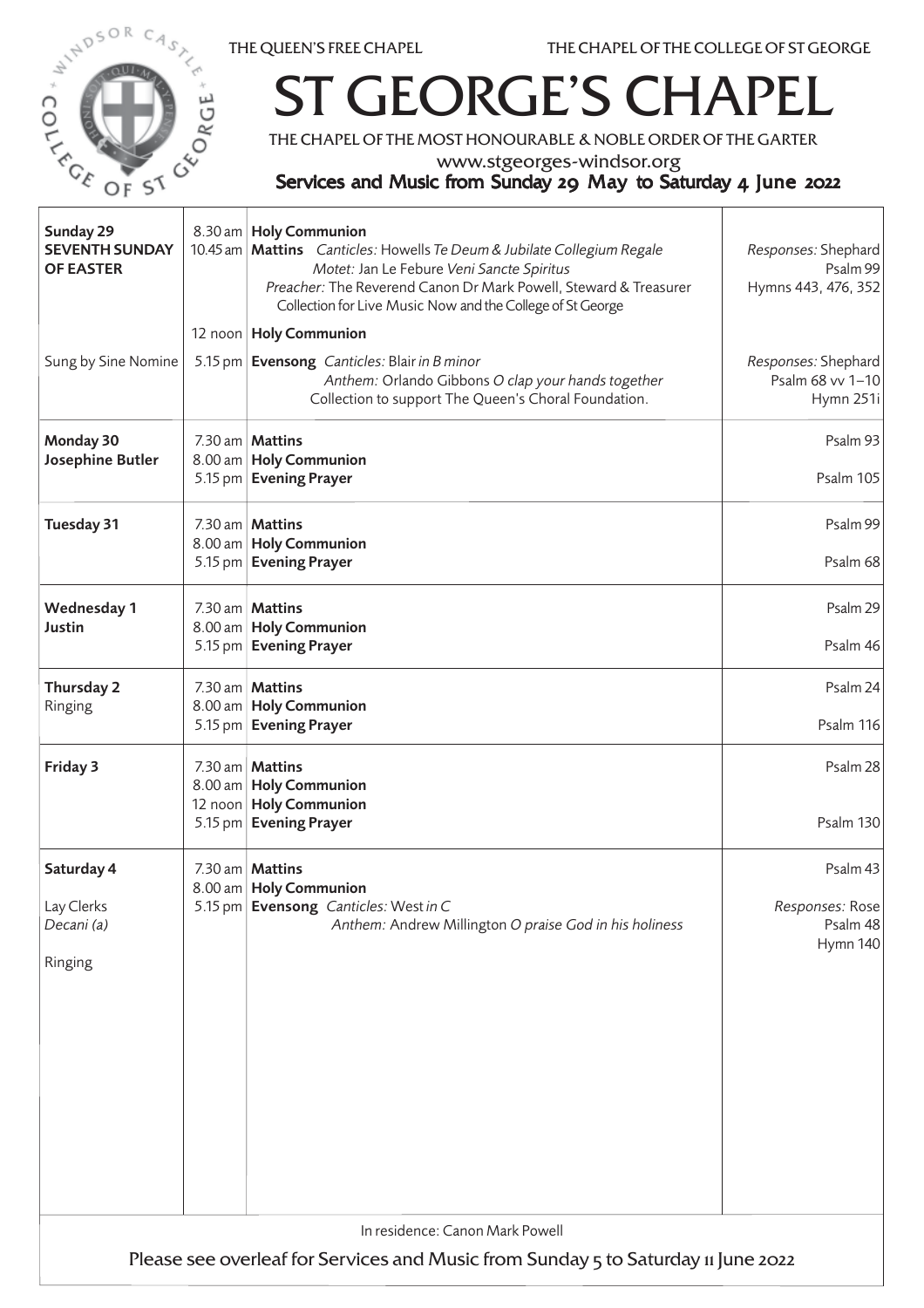THE QUEEN'S FREE CHAPEL THE CHAPEL OF THE COLLEGE OF ST GEORGE

# ST GEORGE'S CHAPEL

THE CHAPEL OF THE MOST HONOURABLE & NOBLE ORDER OF THE GARTER

www.stgeorges-windsor.org

## Services and Music from Sunday 29 May to Saturday 4 June 2022

| Day | Time | Service | Music |
|---|---|---|---|
| **Sunday 29** **SEVENTH SUNDAY OF EASTER** | 8.30 am | **Holy Communion** | |
| | 10.45 am | **Mattins** *Canticles:* Howells *Te Deum & Jubilate Collegium Regale* *Motet:* Jan Le Febure *Veni Sancte Spiritus* *Preacher:* The Reverend Canon Dr Mark Powell, Steward & Treasurer Collection for Live Music Now and the College of St George | *Responses:* Shephard Psalm 99 Hymns 443, 476, 352 |
| | 12 noon | **Holy Communion** | |
| Sung by Sine Nomine | 5.15 pm | **Evensong** *Canticles:* Blair *in B minor* *Anthem:* Orlando Gibbons *O clap your hands together* Collection to support The Queen's Choral Foundation. | *Responses:* Shephard Psalm 68 vv 1–10 Hymn 251i |
| **Monday 30** **Josephine Butler** | 7.30 am | **Mattins** | Psalm 93 |
| | 8.00 am | **Holy Communion** | |
| | 5.15 pm | **Evening Prayer** | Psalm 105 |
| **Tuesday 31** | 7.30 am | **Mattins** | Psalm 99 |
| | 8.00 am | **Holy Communion** | |
| | 5.15 pm | **Evening Prayer** | Psalm 68 |
| **Wednesday 1** **Justin** | 7.30 am | **Mattins** | Psalm 29 |
| | 8.00 am | **Holy Communion** | |
| | 5.15 pm | **Evening Prayer** | Psalm 46 |
| **Thursday 2** Ringing | 7.30 am | **Mattins** | Psalm 24 |
| | 8.00 am | **Holy Communion** | |
| | 5.15 pm | **Evening Prayer** | Psalm 116 |
| **Friday 3** | 7.30 am | **Mattins** | Psalm 28 |
| | 8.00 am | **Holy Communion** | |
| | 12 noon | **Holy Communion** | |
| | 5.15 pm | **Evening Prayer** | Psalm 130 |
| **Saturday 4** | 7.30 am | **Mattins** | Psalm 43 |
| | 8.00 am | **Holy Communion** | |
| Lay Clerks *Decani (a)* Ringing | 5.15 pm | **Evensong** *Canticles:* West *in C* *Anthem:* Andrew Millington *O praise God in his holiness* | *Responses:* Rose Psalm 48 Hymn 140 |

In residence: Canon Mark Powell

Please see overleaf for Services and Music from Sunday 5 to Saturday 11 June 2022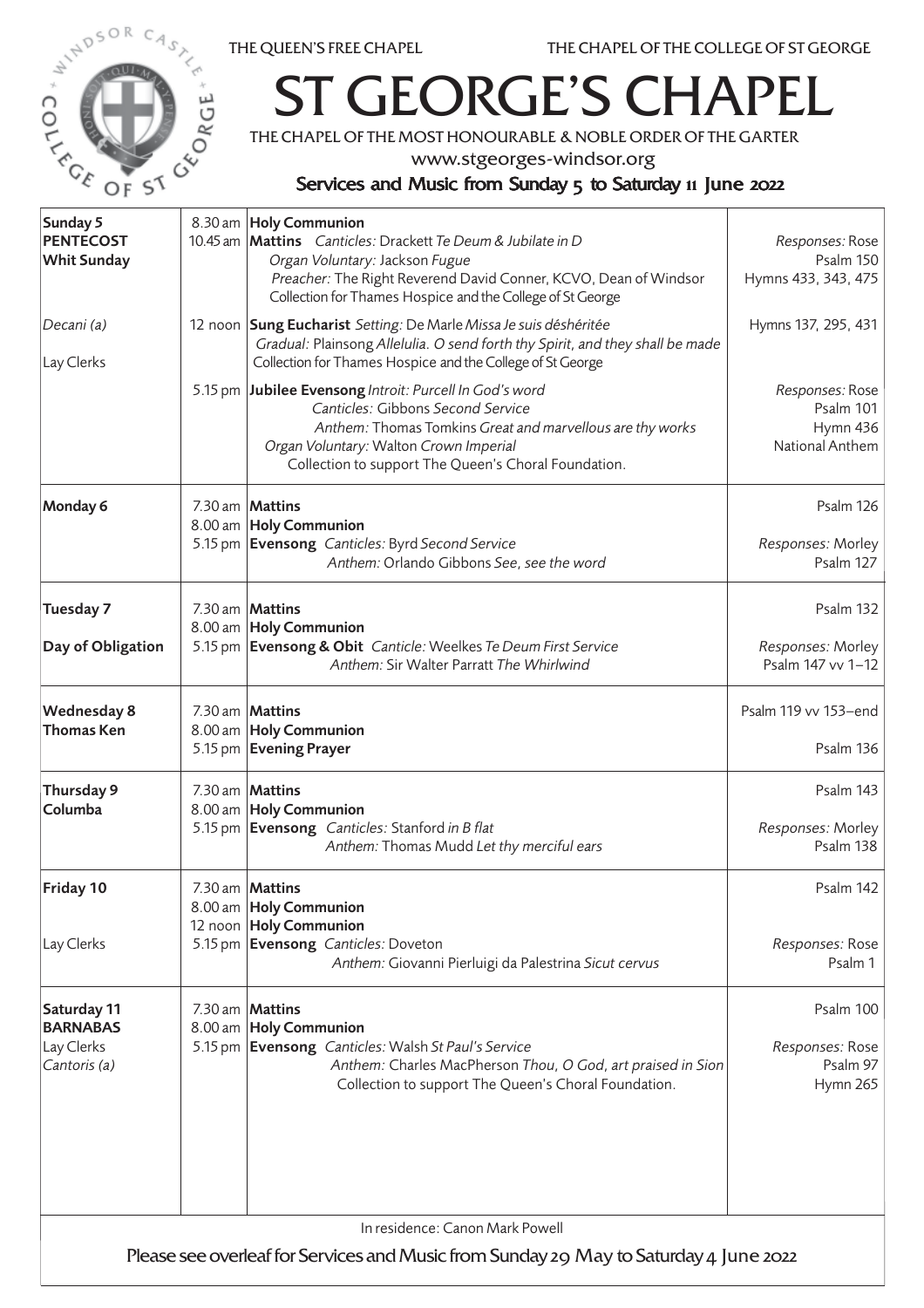THE QUEEN'S FREE CHAPEL THE CHAPEL OF THE COLLEGE OF ST GEORGE

# ST GEORGE'S CHAPEL

THE CHAPEL OF THE MOST HONOURABLE & NOBLE ORDER OF THE GARTER

www.stgeorges-windsor.org

## Services and Music from Sunday 5 to Saturday 11 June 2022

| | | | |
|---|---|---|---|
| **Sunday 5**<br>**PENTECOST**<br>**Whit Sunday** | 8.30 am<br>10.45 am | **Holy Communion**<br>**Mattins** *Canticles:* Drackett *Te Deum & Jubilate in D*<br>*Organ Voluntary:* Jackson *Fugue*<br>*Preacher:* The Right Reverend David Conner, KCVO, Dean of Windsor<br>Collection for Thames Hospice and the College of St George | *Responses:* Rose<br>Psalm 150<br>Hymns 433, 343, 475 |
| *Decani (a)*<br><br>Lay Clerks | 12 noon | **Sung Eucharist** *Setting:* De Marle *Missa Je suis déshéritée*<br>*Gradual:* Plainsong *Allelulia. O send forth thy Spirit, and they shall be made*<br>Collection for Thames Hospice and the College of St George | Hymns 137, 295, 431 |
| | 5.15 pm | **Jubilee Evensong** *Introit:* Purcell *In God's word*<br>*Canticles:* Gibbons *Second Service*<br>*Anthem:* Thomas Tomkins *Great and marvellous are thy works*<br>*Organ Voluntary:* Walton *Crown Imperial*<br>Collection to support The Queen's Choral Foundation. | *Responses:* Rose<br>Psalm 101<br>Hymn 436<br>National Anthem |
| **Monday 6** | 7.30 am<br>8.00 am<br>5.15 pm | **Mattins**<br>**Holy Communion**<br>**Evensong** *Canticles:* Byrd *Second Service*<br>*Anthem:* Orlando Gibbons *See, see the word* | Psalm 126<br><br>*Responses:* Morley<br>Psalm 127 |
| **Tuesday 7**<br><br>**Day of Obligation** | 7.30 am<br>8.00 am<br>5.15 pm | **Mattins**<br>**Holy Communion**<br>**Evensong & Obit** *Canticle:* Weelkes *Te Deum First Service*<br>*Anthem:* Sir Walter Parratt *The Whirlwind* | Psalm 132<br><br>*Responses:* Morley<br>Psalm 147 vv 1–12 |
| **Wednesday 8**<br>**Thomas Ken** | 7.30 am<br>8.00 am<br>5.15 pm | **Mattins**<br>**Holy Communion**<br>**Evening Prayer** | Psalm 119 vv 153–end<br><br>Psalm 136 |
| **Thursday 9**<br>**Columba** | 7.30 am<br>8.00 am<br>5.15 pm | **Mattins**<br>**Holy Communion**<br>**Evensong** *Canticles:* Stanford *in B flat*<br>*Anthem:* Thomas Mudd *Let thy merciful ears* | Psalm 143<br><br>*Responses:* Morley<br>Psalm 138 |
| **Friday 10**<br><br><br>Lay Clerks | 7.30 am<br>8.00 am<br>12 noon<br>5.15 pm | **Mattins**<br>**Holy Communion**<br>**Holy Communion**<br>**Evensong** *Canticles:* Doveton<br>*Anthem:* Giovanni Pierluigi da Palestrina *Sicut cervus* | Psalm 142<br><br><br>*Responses:* Rose<br>Psalm 1 |
| **Saturday 11**<br>**BARNABAS**<br>Lay Clerks<br>*Cantoris (a)* | 7.30 am<br>8.00 am<br>5.15 pm | **Mattins**<br>**Holy Communion**<br>**Evensong** *Canticles:* Walsh *St Paul's Service*<br>*Anthem:* Charles MacPherson *Thou, O God, art praised in Sion*<br>Collection to support The Queen's Choral Foundation. | Psalm 100<br><br>*Responses:* Rose<br>Psalm 97<br>Hymn 265 |

In residence: Canon Mark Powell

Please see overleaf for Services and Music from Sunday 29 May to Saturday 4 June 2022